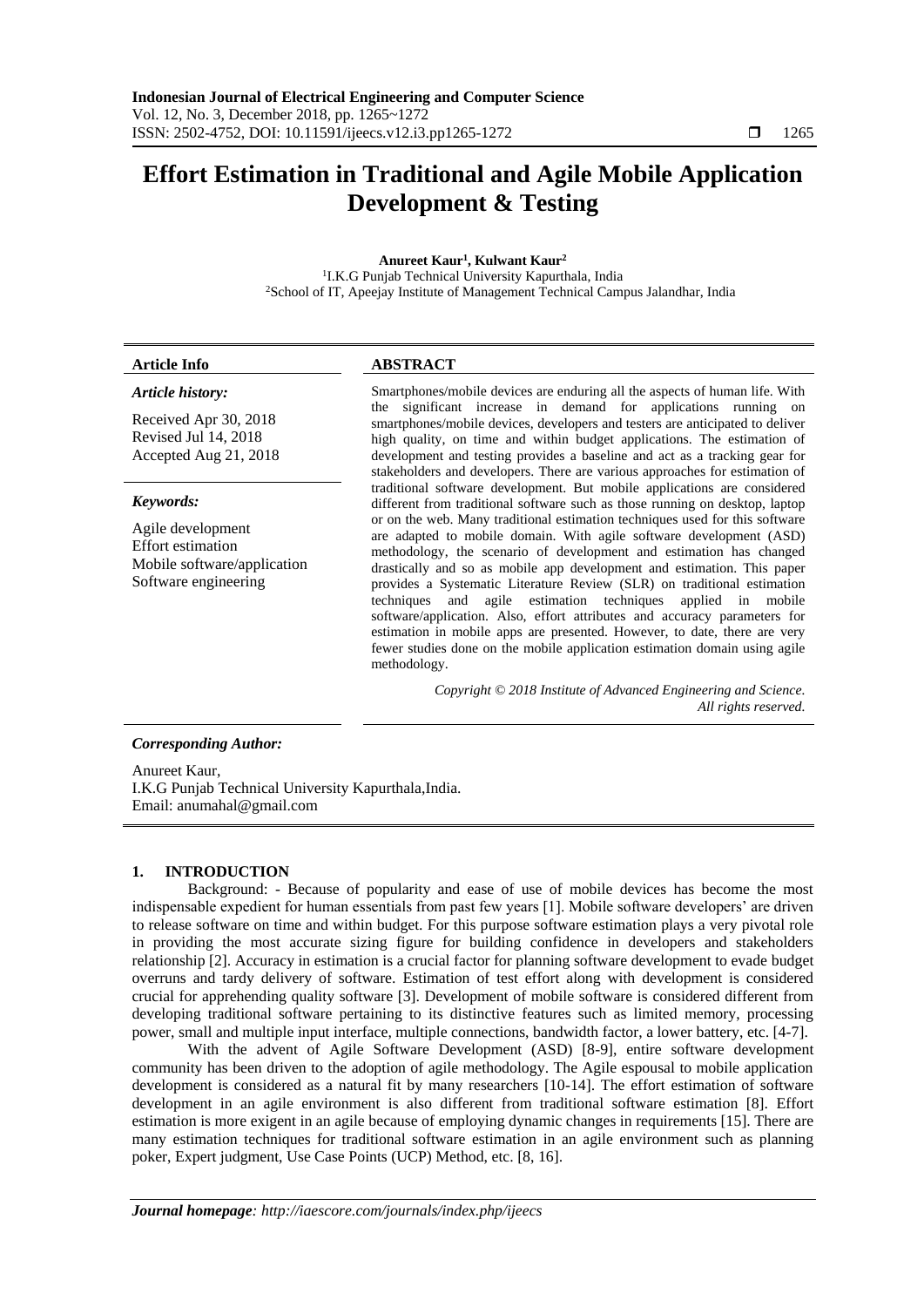# Effort Estimation in Traditional and Agile Mobile Application Development & Testing

**Anureet Kaur[1], Kulwant Kaur[2]**

[1]I.K.G Punjab Technical University Kapurthala, India
[2]School of IT, Apeejay Institute of Management Technical Campus Jalandhar, India

**Article Info**

*Article history:*

Received Apr 30, 2018
Revised Jul 14, 2018
Accepted Aug 21, 2018

*Keywords:*

Agile development
Effort estimation
Mobile software/application
Software engineering

**ABSTRACT**

Smartphones/mobile devices are enduring all the aspects of human life. With the significant increase in demand for applications running on smartphones/mobile devices, developers and testers are anticipated to deliver high quality, on time and within budget applications. The estimation of development and testing provides a baseline and act as a tracking gear for stakeholders and developers. There are various approaches for estimation of traditional software development. But mobile applications are considered different from traditional software such as those running on desktop, laptop or on the web. Many traditional estimation techniques used for this software are adapted to mobile domain. With agile software development (ASD) methodology, the scenario of development and estimation has changed drastically and so as mobile app development and estimation. This paper provides a Systematic Literature Review (SLR) on traditional estimation techniques and agile estimation techniques applied in mobile software/application. Also, effort attributes and accuracy parameters for estimation in mobile apps are presented. However, to date, there are very fewer studies done on the mobile application estimation domain using agile methodology.

*Copyright © 2018 Institute of Advanced Engineering and Science. All rights reserved.*

***Corresponding Author:***

Anureet Kaur,
I.K.G Punjab Technical University Kapurthala,India.
Email: anumahal@gmail.com

## 1. INTRODUCTION

Background: - Because of popularity and ease of use of mobile devices has become the most indispensable expedient for human essentials from past few years [1]. Mobile software developers' are driven to release software on time and within budget. For this purpose software estimation plays a very pivotal role in providing the most accurate sizing figure for building confidence in developers and stakeholders relationship [2]. Accuracy in estimation is a crucial factor for planning software development to evade budget overruns and tardy delivery of software. Estimation of test effort along with development is considered crucial for apprehending quality software [3]. Development of mobile software is considered different from developing traditional software pertaining to its distinctive features such as limited memory, processing power, small and multiple input interface, multiple connections, bandwidth factor, a lower battery, etc. [4-7].

With the advent of Agile Software Development (ASD) [8-9], entire software development community has been driven to the adoption of agile methodology. The Agile espousal to mobile application development is considered as a natural fit by many researchers [10-14]. The effort estimation of software development in an agile environment is also different from traditional software estimation [8]. Effort estimation is more exigent in an agile because of employing dynamic changes in requirements [15]. There are many estimation techniques for traditional software estimation in an agile environment such as planning poker, Expert judgment, Use Case Points (UCP) Method, etc. [8, 16].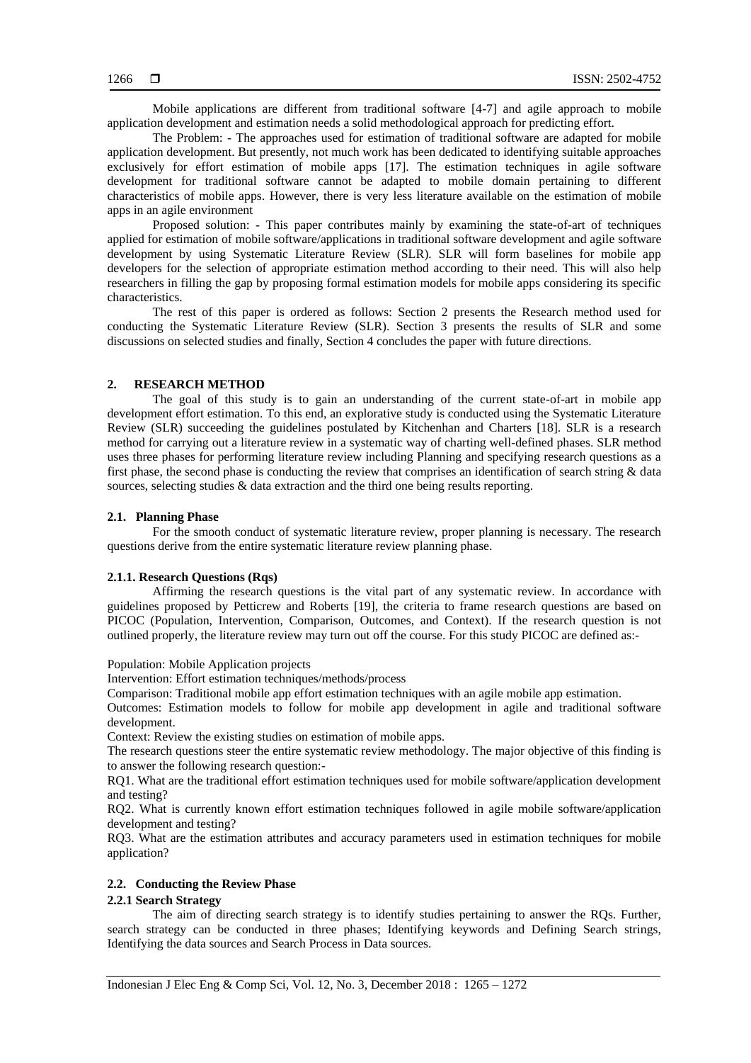Mobile applications are different from traditional software [4-7] and agile approach to mobile application development and estimation needs a solid methodological approach for predicting effort.

The Problem: - The approaches used for estimation of traditional software are adapted for mobile application development. But presently, not much work has been dedicated to identifying suitable approaches exclusively for effort estimation of mobile apps [17]. The estimation techniques in agile software development for traditional software cannot be adapted to mobile domain pertaining to different characteristics of mobile apps. However, there is very less literature available on the estimation of mobile apps in an agile environment

Proposed solution: - This paper contributes mainly by examining the state-of-art of techniques applied for estimation of mobile software/applications in traditional software development and agile software development by using Systematic Literature Review (SLR). SLR will form baselines for mobile app developers for the selection of appropriate estimation method according to their need. This will also help researchers in filling the gap by proposing formal estimation models for mobile apps considering its specific characteristics.

The rest of this paper is ordered as follows: Section 2 presents the Research method used for conducting the Systematic Literature Review (SLR). Section 3 presents the results of SLR and some discussions on selected studies and finally, Section 4 concludes the paper with future directions.

## 2. RESEARCH METHOD

The goal of this study is to gain an understanding of the current state-of-art in mobile app development effort estimation. To this end, an explorative study is conducted using the Systematic Literature Review (SLR) succeeding the guidelines postulated by Kitchenhan and Charters [18]. SLR is a research method for carrying out a literature review in a systematic way of charting well-defined phases. SLR method uses three phases for performing literature review including Planning and specifying research questions as a first phase, the second phase is conducting the review that comprises an identification of search string & data sources, selecting studies & data extraction and the third one being results reporting.

### 2.1. Planning Phase

For the smooth conduct of systematic literature review, proper planning is necessary. The research questions derive from the entire systematic literature review planning phase.

#### 2.1.1. Research Questions (Rqs)

Affirming the research questions is the vital part of any systematic review. In accordance with guidelines proposed by Petticrew and Roberts [19], the criteria to frame research questions are based on PICOC (Population, Intervention, Comparison, Outcomes, and Context). If the research question is not outlined properly, the literature review may turn out off the course. For this study PICOC are defined as:-

Population: Mobile Application projects
Intervention: Effort estimation techniques/methods/process
Comparison: Traditional mobile app effort estimation techniques with an agile mobile app estimation.
Outcomes: Estimation models to follow for mobile app development in agile and traditional software development.
Context: Review the existing studies on estimation of mobile apps.
The research questions steer the entire systematic review methodology. The major objective of this finding is to answer the following research question:-
RQ1. What are the traditional effort estimation techniques used for mobile software/application development and testing?
RQ2. What is currently known effort estimation techniques followed in agile mobile software/application development and testing?
RQ3. What are the estimation attributes and accuracy parameters used in estimation techniques for mobile application?

### 2.2. Conducting the Review Phase

#### 2.2.1 Search Strategy

The aim of directing search strategy is to identify studies pertaining to answer the RQs. Further, search strategy can be conducted in three phases; Identifying keywords and Defining Search strings, Identifying the data sources and Search Process in Data sources.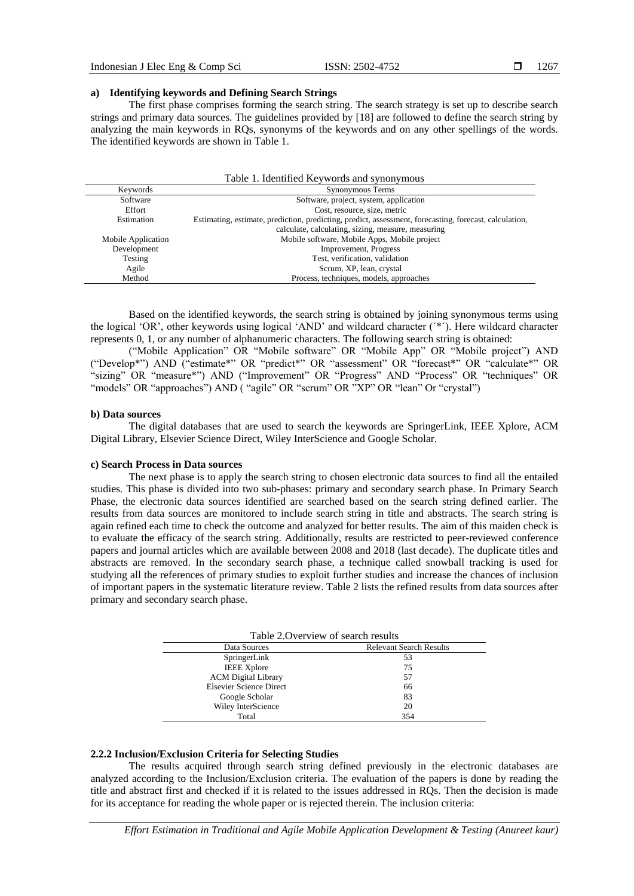#### a) Identifying keywords and Defining Search Strings

The first phase comprises forming the search string. The search strategy is set up to describe search strings and primary data sources. The guidelines provided by [18] are followed to define the search string by analyzing the main keywords in RQs, synonyms of the keywords and on any other spellings of the words. The identified keywords are shown in Table 1.

Table 1. Identified Keywords and synonymous

| Keywords | Synonymous Terms |
|---|---|
| Software | Software, project, system, application |
| Effort | Cost, resource, size, metric |
| Estimation | Estimating, estimate, prediction, predicting, predict, assessment, forecasting, forecast, calculation, calculate, calculating, sizing, measure, measuring |
| Mobile Application | Mobile software, Mobile Apps, Mobile project |
| Development | Improvement, Progress |
| Testing | Test, verification, validation |
| Agile | Scrum, XP, lean, crystal |
| Method | Process, techniques, models, approaches |

Based on the identified keywords, the search string is obtained by joining synonymous terms using the logical 'OR', other keywords using logical 'AND' and wildcard character (´*´). Here wildcard character represents 0, 1, or any number of alphanumeric characters. The following search string is obtained:

("Mobile Application" OR "Mobile software" OR "Mobile App" OR "Mobile project") AND ("Develop*") AND ("estimate*" OR "predict*" OR "assessment" OR "forecast*" OR "calculate*" OR "sizing" OR "measure*") AND ("Improvement" OR "Progress" AND "Process" OR "techniques" OR "models" OR "approaches") AND ( "agile" OR "scrum" OR "XP" OR "lean" Or "crystal")

#### b) Data sources

The digital databases that are used to search the keywords are SpringerLink, IEEE Xplore, ACM Digital Library, Elsevier Science Direct, Wiley InterScience and Google Scholar.

#### c) Search Process in Data sources

The next phase is to apply the search string to chosen electronic data sources to find all the entailed studies. This phase is divided into two sub-phases: primary and secondary search phase. In Primary Search Phase, the electronic data sources identified are searched based on the search string defined earlier. The results from data sources are monitored to include search string in title and abstracts. The search string is again refined each time to check the outcome and analyzed for better results. The aim of this maiden check is to evaluate the efficacy of the search string. Additionally, results are restricted to peer-reviewed conference papers and journal articles which are available between 2008 and 2018 (last decade). The duplicate titles and abstracts are removed. In the secondary search phase, a technique called snowball tracking is used for studying all the references of primary studies to exploit further studies and increase the chances of inclusion of important papers in the systematic literature review. Table 2 lists the refined results from data sources after primary and secondary search phase.

Table 2.Overview of search results

| Data Sources | Relevant Search Results |
|---|---|
| SpringerLink | 53 |
| IEEE Xplore | 75 |
| ACM Digital Library | 57 |
| Elsevier Science Direct | 66 |
| Google Scholar | 83 |
| Wiley InterScience | 20 |
| Total | 354 |

### 2.2.2 Inclusion/Exclusion Criteria for Selecting Studies

The results acquired through search string defined previously in the electronic databases are analyzed according to the Inclusion/Exclusion criteria. The evaluation of the papers is done by reading the title and abstract first and checked if it is related to the issues addressed in RQs. Then the decision is made for its acceptance for reading the whole paper or is rejected therein. The inclusion criteria: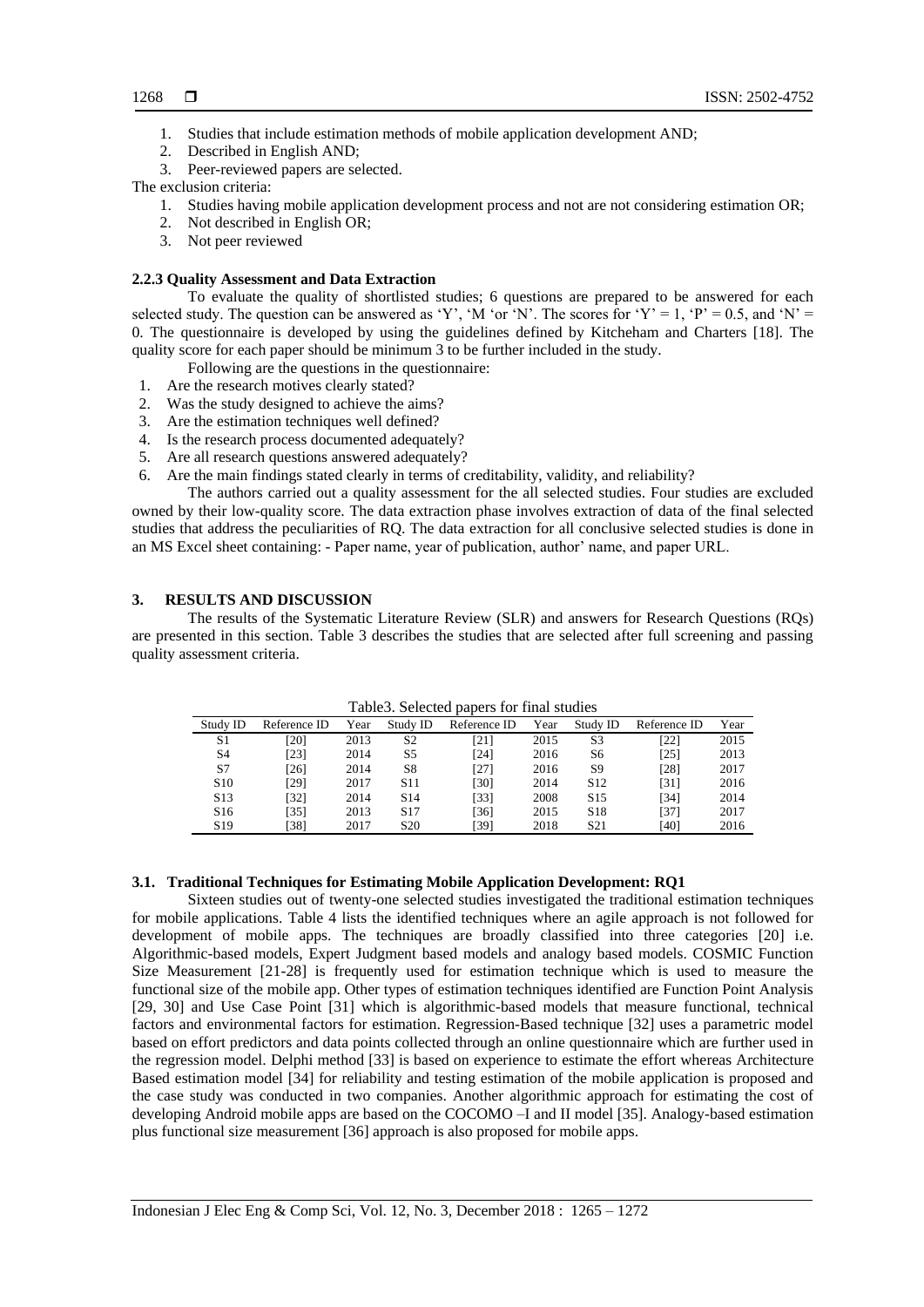1. Studies that include estimation methods of mobile application development AND;
2. Described in English AND;
3. Peer-reviewed papers are selected.

The exclusion criteria:

1. Studies having mobile application development process and not are not considering estimation OR;
2. Not described in English OR;
3. Not peer reviewed

### 2.2.3 Quality Assessment and Data Extraction

To evaluate the quality of shortlisted studies; 6 questions are prepared to be answered for each selected study. The question can be answered as 'Y', 'M 'or 'N'. The scores for 'Y' = 1, 'P' = 0.5, and 'N' = 0. The questionnaire is developed by using the guidelines defined by Kitcheham and Charters [18]. The quality score for each paper should be minimum 3 to be further included in the study.

Following are the questions in the questionnaire:

1. Are the research motives clearly stated?
2. Was the study designed to achieve the aims?
3. Are the estimation techniques well defined?
4. Is the research process documented adequately?
5. Are all research questions answered adequately?
6. Are the main findings stated clearly in terms of creditability, validity, and reliability?

The authors carried out a quality assessment for the all selected studies. Four studies are excluded owned by their low-quality score. The data extraction phase involves extraction of data of the final selected studies that address the peculiarities of RQ. The data extraction for all conclusive selected studies is done in an MS Excel sheet containing: - Paper name, year of publication, author' name, and paper URL.

## 3. RESULTS AND DISCUSSION

The results of the Systematic Literature Review (SLR) and answers for Research Questions (RQs) are presented in this section. Table 3 describes the studies that are selected after full screening and passing quality assessment criteria.

Table3. Selected papers for final studies

| Study ID | Reference ID | Year | Study ID | Reference ID | Year | Study ID | Reference ID | Year |
|---|---|---|---|---|---|---|---|---|
| S1 | [20] | 2013 | S2 | [21] | 2015 | S3 | [22] | 2015 |
| S4 | [23] | 2014 | S5 | [24] | 2016 | S6 | [25] | 2013 |
| S7 | [26] | 2014 | S8 | [27] | 2016 | S9 | [28] | 2017 |
| S10 | [29] | 2017 | S11 | [30] | 2014 | S12 | [31] | 2016 |
| S13 | [32] | 2014 | S14 | [33] | 2008 | S15 | [34] | 2014 |
| S16 | [35] | 2013 | S17 | [36] | 2015 | S18 | [37] | 2017 |
| S19 | [38] | 2017 | S20 | [39] | 2018 | S21 | [40] | 2016 |

### 3.1. Traditional Techniques for Estimating Mobile Application Development: RQ1

Sixteen studies out of twenty-one selected studies investigated the traditional estimation techniques for mobile applications. Table 4 lists the identified techniques where an agile approach is not followed for development of mobile apps. The techniques are broadly classified into three categories [20] i.e. Algorithmic-based models, Expert Judgment based models and analogy based models. COSMIC Function Size Measurement [21-28] is frequently used for estimation technique which is used to measure the functional size of the mobile app. Other types of estimation techniques identified are Function Point Analysis [29, 30] and Use Case Point [31] which is algorithmic-based models that measure functional, technical factors and environmental factors for estimation. Regression-Based technique [32] uses a parametric model based on effort predictors and data points collected through an online questionnaire which are further used in the regression model. Delphi method [33] is based on experience to estimate the effort whereas Architecture Based estimation model [34] for reliability and testing estimation of the mobile application is proposed and the case study was conducted in two companies. Another algorithmic approach for estimating the cost of developing Android mobile apps are based on the COCOMO –I and II model [35]. Analogy-based estimation plus functional size measurement [36] approach is also proposed for mobile apps.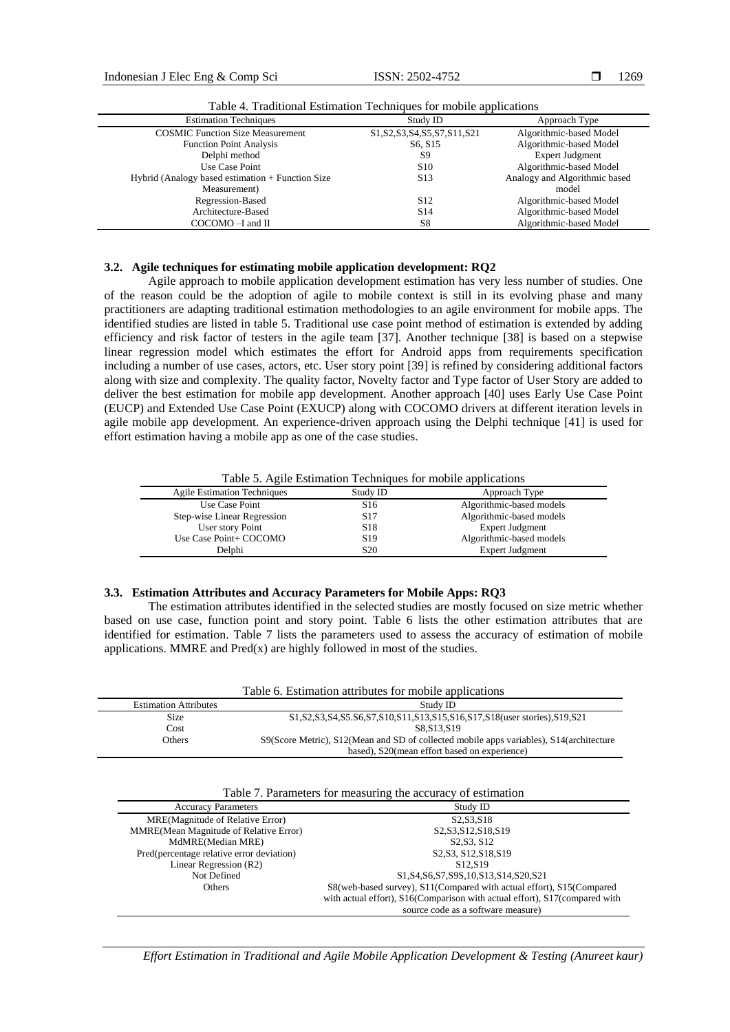Table 4. Traditional Estimation Techniques for mobile applications

| Estimation Techniques | Study ID | Approach Type |
|---|---|---|
| COSMIC Function Size Measurement | S1,S2,S3,S4,S5,S7,S11,S21 | Algorithmic-based Model |
| Function Point Analysis | S6, S15 | Algorithmic-based Model |
| Delphi method | S9 | Expert Judgment |
| Use Case Point | S10 | Algorithmic-based Model |
| Hybrid (Analogy based estimation + Function Size Measurement) | S13 | Analogy and Algorithmic based model |
| Regression-Based | S12 | Algorithmic-based Model |
| Architecture-Based | S14 | Algorithmic-based Model |
| COCOMO –I and II | S8 | Algorithmic-based Model |

### 3.2. Agile techniques for estimating mobile application development: RQ2

Agile approach to mobile application development estimation has very less number of studies. One of the reason could be the adoption of agile to mobile context is still in its evolving phase and many practitioners are adapting traditional estimation methodologies to an agile environment for mobile apps. The identified studies are listed in table 5. Traditional use case point method of estimation is extended by adding efficiency and risk factor of testers in the agile team [37]. Another technique [38] is based on a stepwise linear regression model which estimates the effort for Android apps from requirements specification including a number of use cases, actors, etc. User story point [39] is refined by considering additional factors along with size and complexity. The quality factor, Novelty factor and Type factor of User Story are added to deliver the best estimation for mobile app development. Another approach [40] uses Early Use Case Point (EUCP) and Extended Use Case Point (EXUCP) along with COCOMO drivers at different iteration levels in agile mobile app development. An experience-driven approach using the Delphi technique [41] is used for effort estimation having a mobile app as one of the case studies.

Table 5. Agile Estimation Techniques for mobile applications

| Agile Estimation Techniques | Study ID | Approach Type |
|---|---|---|
| Use Case Point | S16 | Algorithmic-based models |
| Step-wise Linear Regression | S17 | Algorithmic-based models |
| User story Point | S18 | Expert Judgment |
| Use Case Point+ COCOMO | S19 | Algorithmic-based models |
| Delphi | S20 | Expert Judgment |

### 3.3. Estimation Attributes and Accuracy Parameters for Mobile Apps: RQ3

The estimation attributes identified in the selected studies are mostly focused on size metric whether based on use case, function point and story point. Table 6 lists the other estimation attributes that are identified for estimation. Table 7 lists the parameters used to assess the accuracy of estimation of mobile applications. MMRE and Pred(x) are highly followed in most of the studies.

Table 6. Estimation attributes for mobile applications

| Estimation Attributes | Study ID |
|---|---|
| Size | S1,S2,S3,S4,S5.S6,S7,S10,S11,S13,S15,S16,S17,S18(user stories),S19,S21 |
| Cost | S8,S13,S19 |
| Others | S9(Score Metric), S12(Mean and SD of collected mobile apps variables), S14(architecture based), S20(mean effort based on experience) |

Table 7. Parameters for measuring the accuracy of estimation

| Accuracy Parameters | Study ID |
|---|---|
| MRE(Magnitude of Relative Error) | S2,S3,S18 |
| MMRE(Mean Magnitude of Relative Error) | S2,S3,S12,S18,S19 |
| MdMRE(Median MRE) | S2,S3, S12 |
| Pred(percentage relative error deviation) | S2,S3, S12,S18,S19 |
| Linear Regression (R2) | S12,S19 |
| Not Defined | S1,S4,S6,S7,S9S,10,S13,S14,S20,S21 |
| Others | S8(web-based survey), S11(Compared with actual effort), S15(Compared with actual effort), S16(Comparison with actual effort), S17(compared with source code as a software measure) |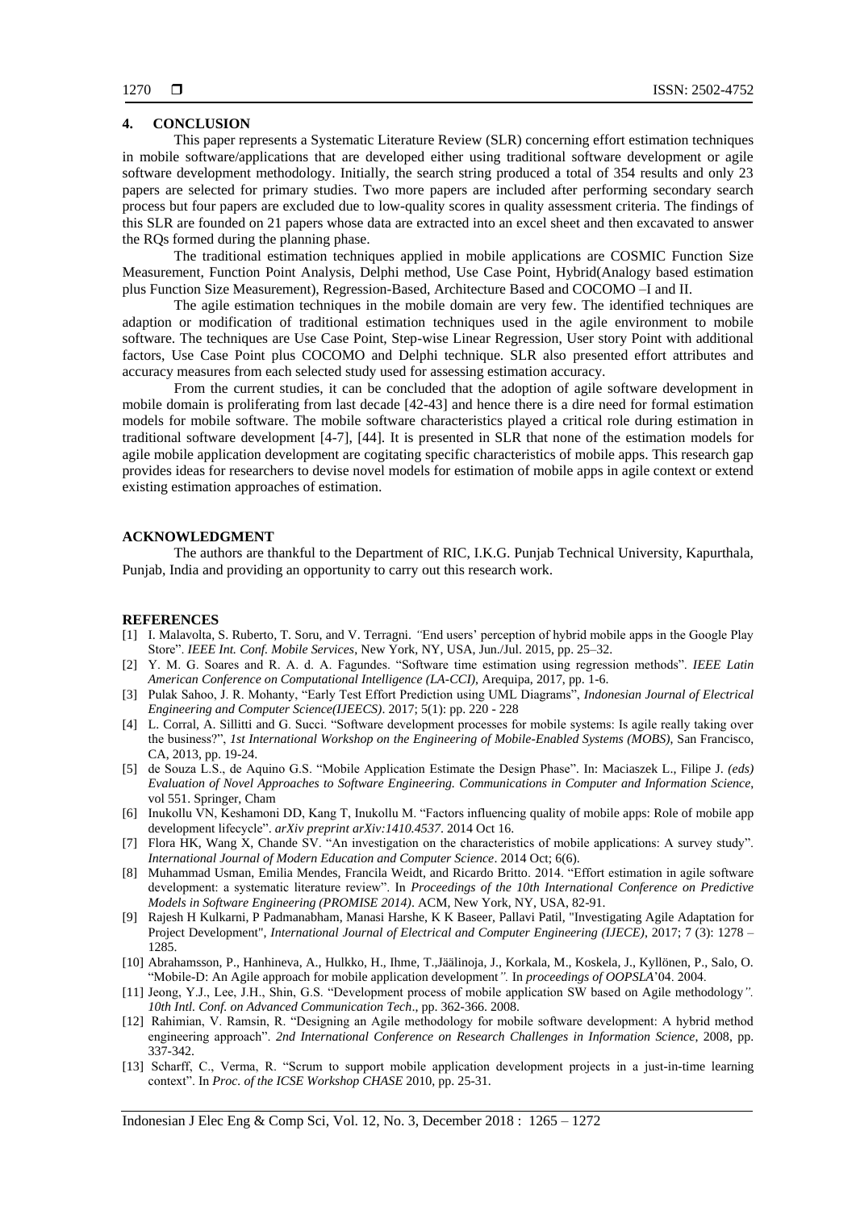## 4. CONCLUSION

This paper represents a Systematic Literature Review (SLR) concerning effort estimation techniques in mobile software/applications that are developed either using traditional software development or agile software development methodology. Initially, the search string produced a total of 354 results and only 23 papers are selected for primary studies. Two more papers are included after performing secondary search process but four papers are excluded due to low-quality scores in quality assessment criteria. The findings of this SLR are founded on 21 papers whose data are extracted into an excel sheet and then excavated to answer the RQs formed during the planning phase.

The traditional estimation techniques applied in mobile applications are COSMIC Function Size Measurement, Function Point Analysis, Delphi method, Use Case Point, Hybrid(Analogy based estimation plus Function Size Measurement), Regression-Based, Architecture Based and COCOMO –I and II.

The agile estimation techniques in the mobile domain are very few. The identified techniques are adaption or modification of traditional estimation techniques used in the agile environment to mobile software. The techniques are Use Case Point, Step-wise Linear Regression, User story Point with additional factors, Use Case Point plus COCOMO and Delphi technique. SLR also presented effort attributes and accuracy measures from each selected study used for assessing estimation accuracy.

From the current studies, it can be concluded that the adoption of agile software development in mobile domain is proliferating from last decade [42-43] and hence there is a dire need for formal estimation models for mobile software. The mobile software characteristics played a critical role during estimation in traditional software development [4-7], [44]. It is presented in SLR that none of the estimation models for agile mobile application development are cogitating specific characteristics of mobile apps. This research gap provides ideas for researchers to devise novel models for estimation of mobile apps in agile context or extend existing estimation approaches of estimation.

## ACKNOWLEDGMENT

The authors are thankful to the Department of RIC, I.K.G. Punjab Technical University, Kapurthala, Punjab, India and providing an opportunity to carry out this research work.

## REFERENCES

[1] I. Malavolta, S. Ruberto, T. Soru, and V. Terragni. "End users' perception of hybrid mobile apps in the Google Play Store". *IEEE Int. Conf. Mobile Services*, New York, NY, USA, Jun./Jul. 2015, pp. 25–32.

[2] Y. M. G. Soares and R. A. d. A. Fagundes. "Software time estimation using regression methods". *IEEE Latin American Conference on Computational Intelligence (LA-CCI)*, Arequipa, 2017, pp. 1-6.

[3] Pulak Sahoo, J. R. Mohanty, "Early Test Effort Prediction using UML Diagrams", *Indonesian Journal of Electrical Engineering and Computer Science(IJEECS)*. 2017; 5(1): pp. 220 - 228

[4] L. Corral, A. Sillitti and G. Succi. "Software development processes for mobile systems: Is agile really taking over the business?", *1st International Workshop on the Engineering of Mobile-Enabled Systems (MOBS)*, San Francisco, CA, 2013, pp. 19-24.

[5] de Souza L.S., de Aquino G.S. "Mobile Application Estimate the Design Phase". In: Maciaszek L., Filipe J. *(eds) Evaluation of Novel Approaches to Software Engineering. Communications in Computer and Information Science*, vol 551. Springer, Cham

[6] Inukollu VN, Keshamoni DD, Kang T, Inukollu M. "Factors influencing quality of mobile apps: Role of mobile app development lifecycle". *arXiv preprint arXiv:1410.4537*. 2014 Oct 16.

[7] Flora HK, Wang X, Chande SV. "An investigation on the characteristics of mobile applications: A survey study". *International Journal of Modern Education and Computer Science*. 2014 Oct; 6(6).

[8] Muhammad Usman, Emilia Mendes, Francila Weidt, and Ricardo Britto. 2014. "Effort estimation in agile software development: a systematic literature review". In *Proceedings of the 10th International Conference on Predictive Models in Software Engineering (PROMISE 2014)*. ACM, New York, NY, USA, 82-91.

[9] Rajesh H Kulkarni, P Padmanabham, Manasi Harshe, K K Baseer, Pallavi Patil, "Investigating Agile Adaptation for Project Development", *International Journal of Electrical and Computer Engineering (IJECE)*, 2017; 7 (3): 1278 – 1285.

[10] Abrahamsson, P., Hanhineva, A., Hulkko, H., Ihme, T.,Jäälinoja, J., Korkala, M., Koskela, J., Kyllönen, P., Salo, O. "Mobile-D: An Agile approach for mobile application development". In *proceedings of OOPSLA*'04. 2004.

[11] Jeong, Y.J., Lee, J.H., Shin, G.S. "Development process of mobile application SW based on Agile methodology". *10th Intl. Conf. on Advanced Communication Tech*., pp. 362-366. 2008.

[12] Rahimian, V. Ramsin, R. "Designing an Agile methodology for mobile software development: A hybrid method engineering approach". *2nd International Conference on Research Challenges in Information Science*, 2008, pp. 337-342.

[13] Scharff, C., Verma, R. "Scrum to support mobile application development projects in a just-in-time learning context". In *Proc. of the ICSE Workshop CHASE* 2010, pp. 25-31.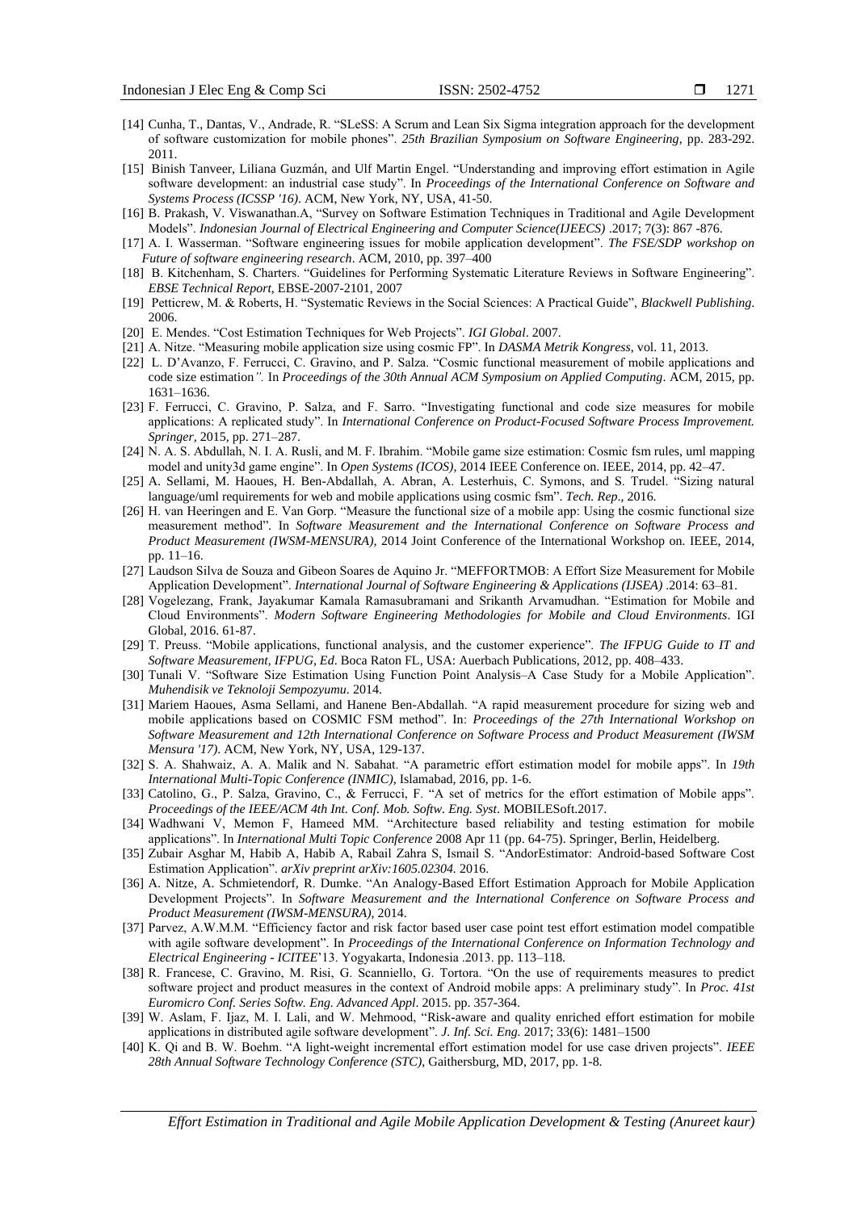[14] Cunha, T., Dantas, V., Andrade, R. "SLeSS: A Scrum and Lean Six Sigma integration approach for the development of software customization for mobile phones". *25th Brazilian Symposium on Software Engineering*, pp. 283-292. 2011.

[15] Binish Tanveer, Liliana Guzmán, and Ulf Martin Engel. "Understanding and improving effort estimation in Agile software development: an industrial case study". In *Proceedings of the International Conference on Software and Systems Process (ICSSP '16)*. ACM, New York, NY, USA, 41-50.

[16] B. Prakash, V. Viswanathan.A, "Survey on Software Estimation Techniques in Traditional and Agile Development Models". *Indonesian Journal of Electrical Engineering and Computer Science(IJEECS)* .2017; 7(3): 867 -876.

[17] A. I. Wasserman. "Software engineering issues for mobile application development". *The FSE/SDP workshop on Future of software engineering research*. ACM, 2010, pp. 397–400

[18] B. Kitchenham, S. Charters. "Guidelines for Performing Systematic Literature Reviews in Software Engineering". *EBSE Technical Report,* EBSE-2007-2101, 2007

[19] Petticrew, M. & Roberts, H. "Systematic Reviews in the Social Sciences: A Practical Guide", *Blackwell Publishing*. 2006.

[20] E. Mendes. "Cost Estimation Techniques for Web Projects". *IGI Global*. 2007.

[21] A. Nitze. "Measuring mobile application size using cosmic FP". In *DASMA Metrik Kongress*, vol. 11, 2013.

[22] L. D'Avanzo, F. Ferrucci, C. Gravino, and P. Salza. "Cosmic functional measurement of mobile applications and code size estimation*".* In *Proceedings of the 30th Annual ACM Symposium on Applied Computing*. ACM, 2015, pp. 1631–1636.

[23] F. Ferrucci, C. Gravino, P. Salza, and F. Sarro. "Investigating functional and code size measures for mobile applications: A replicated study". In *International Conference on Product-Focused Software Process Improvement. Springer*, 2015, pp. 271–287.

[24] N. A. S. Abdullah, N. I. A. Rusli, and M. F. Ibrahim. "Mobile game size estimation: Cosmic fsm rules, uml mapping model and unity3d game engine". In *Open Systems (ICOS)*, 2014 IEEE Conference on. IEEE, 2014, pp. 42–47.

[25] A. Sellami, M. Haoues, H. Ben-Abdallah, A. Abran, A. Lesterhuis, C. Symons, and S. Trudel. "Sizing natural language/uml requirements for web and mobile applications using cosmic fsm". *Tech. Rep*., 2016.

[26] H. van Heeringen and E. Van Gorp. "Measure the functional size of a mobile app: Using the cosmic functional size measurement method". In *Software Measurement and the International Conference on Software Process and Product Measurement (IWSM-MENSURA)*, 2014 Joint Conference of the International Workshop on. IEEE, 2014, pp. 11–16.

[27] Laudson Silva de Souza and Gibeon Soares de Aquino Jr. "MEFFORTMOB: A Effort Size Measurement for Mobile Application Development". *International Journal of Software Engineering & Applications (IJSEA)* .2014: 63–81.

[28] Vogelezang, Frank, Jayakumar Kamala Ramasubramani and Srikanth Arvamudhan. "Estimation for Mobile and Cloud Environments". *Modern Software Engineering Methodologies for Mobile and Cloud Environments*. IGI Global, 2016. 61-87.

[29] T. Preuss. "Mobile applications, functional analysis, and the customer experience". *The IFPUG Guide to IT and Software Measurement, IFPUG, Ed*. Boca Raton FL, USA: Auerbach Publications, 2012, pp. 408–433.

[30] Tunali V. "Software Size Estimation Using Function Point Analysis–A Case Study for a Mobile Application". *Muhendisik ve Teknoloji Sempozyumu*. 2014.

[31] Mariem Haoues, Asma Sellami, and Hanene Ben-Abdallah. "A rapid measurement procedure for sizing web and mobile applications based on COSMIC FSM method". In: *Proceedings of the 27th International Workshop on Software Measurement and 12th International Conference on Software Process and Product Measurement (IWSM Mensura '17)*. ACM, New York, NY, USA, 129-137.

[32] S. A. Shahwaiz, A. A. Malik and N. Sabahat. "A parametric effort estimation model for mobile apps". In *19th International Multi-Topic Conference (INMIC)*, Islamabad, 2016, pp. 1-6.

[33] Catolino, G., P. Salza, Gravino, C., & Ferrucci, F. "A set of metrics for the effort estimation of Mobile apps". *Proceedings of the IEEE/ACM 4th Int. Conf. Mob. Softw. Eng. Syst*. MOBILESoft.2017.

[34] Wadhwani V, Memon F, Hameed MM. "Architecture based reliability and testing estimation for mobile applications". In *International Multi Topic Conference* 2008 Apr 11 (pp. 64-75). Springer, Berlin, Heidelberg.

[35] Zubair Asghar M, Habib A, Habib A, Rabail Zahra S, Ismail S. "AndorEstimator: Android-based Software Cost Estimation Application". *arXiv preprint arXiv:1605.02304.* 2016.

[36] A. Nitze, A. Schmietendorf, R. Dumke. "An Analogy-Based Effort Estimation Approach for Mobile Application Development Projects". In *Software Measurement and the International Conference on Software Process and Product Measurement (IWSM-MENSURA)*, 2014.

[37] Parvez, A.W.M.M. "Efficiency factor and risk factor based user case point test effort estimation model compatible with agile software development". In *Proceedings of the International Conference on Information Technology and Electrical Engineering - ICITEE*'13. Yogyakarta, Indonesia .2013. pp. 113–118.

[38] R. Francese, C. Gravino, M. Risi, G. Scanniello, G. Tortora. "On the use of requirements measures to predict software project and product measures in the context of Android mobile apps: A preliminary study". In *Proc. 41st Euromicro Conf. Series Softw. Eng. Advanced Appl*. 2015. pp. 357-364.

[39] W. Aslam, F. Ijaz, M. I. Lali, and W. Mehmood, "Risk-aware and quality enriched effort estimation for mobile applications in distributed agile software development". *J. Inf. Sci. Eng.* 2017; 33(6): 1481–1500

[40] K. Qi and B. W. Boehm. "A light-weight incremental effort estimation model for use case driven projects". *IEEE 28th Annual Software Technology Conference (STC)*, Gaithersburg, MD, 2017, pp. 1-8.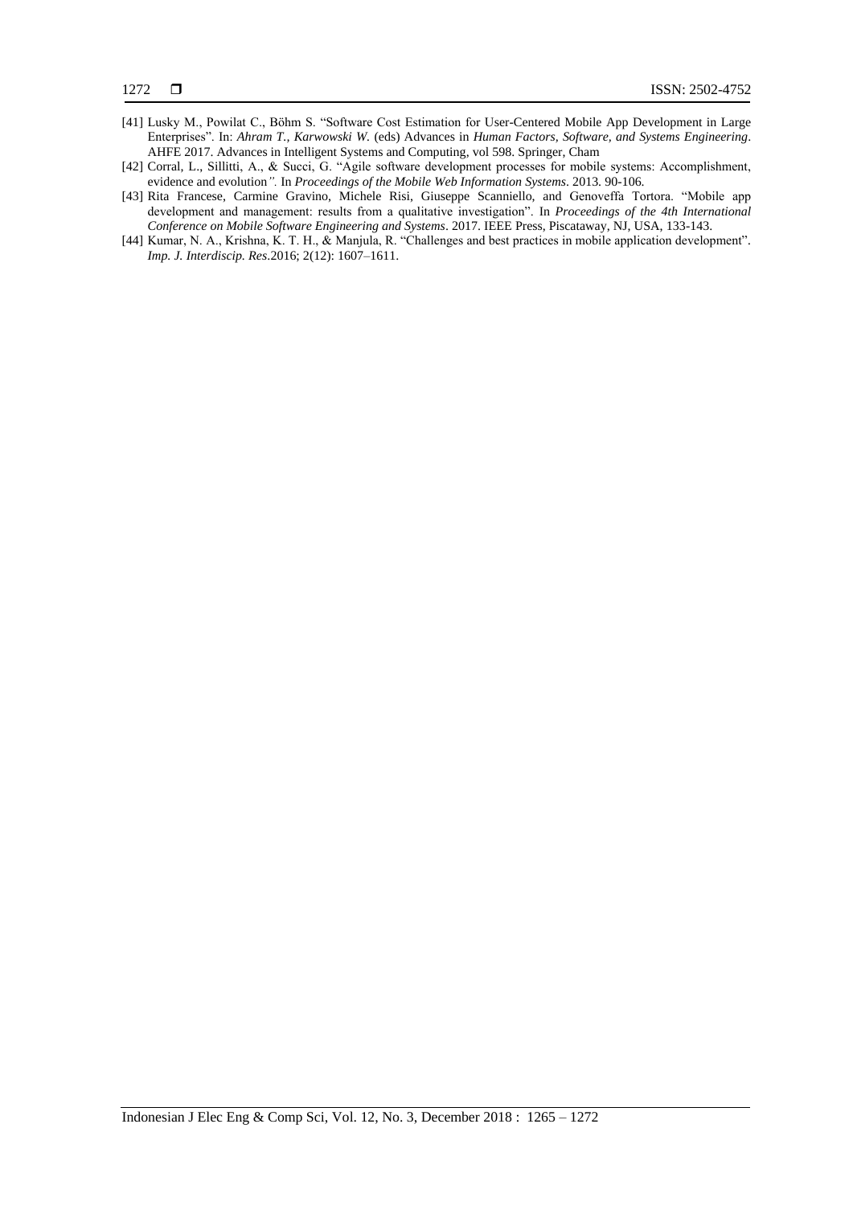[41] Lusky M., Powilat C., Böhm S. "Software Cost Estimation for User-Centered Mobile App Development in Large Enterprises". In: *Ahram T., Karwowski W.* (eds) Advances in *Human Factors, Software, and Systems Engineering*. AHFE 2017. Advances in Intelligent Systems and Computing, vol 598. Springer, Cham

[42] Corral, L., Sillitti, A., & Succi, G. "Agile software development processes for mobile systems: Accomplishment, evidence and evolution*".* In *Proceedings of the Mobile Web Information Systems*. 2013. 90-106.

[43] Rita Francese, Carmine Gravino, Michele Risi, Giuseppe Scanniello, and Genoveffa Tortora. "Mobile app development and management: results from a qualitative investigation". In *Proceedings of the 4th International Conference on Mobile Software Engineering and Systems*. 2017. IEEE Press, Piscataway, NJ, USA, 133-143.

[44] Kumar, N. A., Krishna, K. T. H., & Manjula, R. "Challenges and best practices in mobile application development". *Imp. J. Interdiscip. Res*.2016; 2(12): 1607–1611.